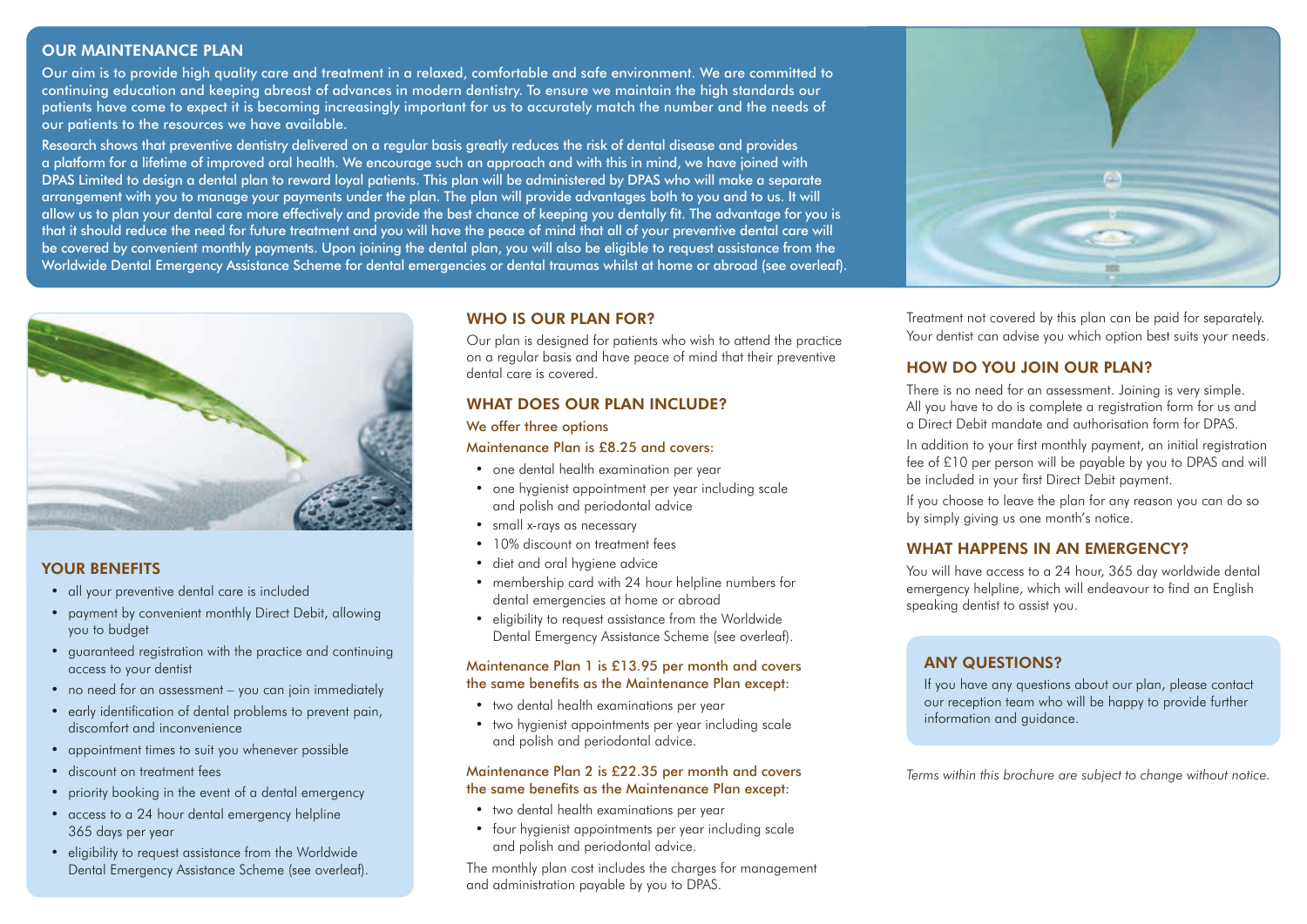## OUR MAINTENANCE PLAN

Our aim is to provide high quality care and treatment in a relaxed, comfortable and safe environment. We are committed to continuing education and keeping abreast of advances in modern dentistry. To ensure we maintain the high standards our patients have come to expect it is becoming increasingly important for us to accurately match the number and the needs of our patients to the resources we have available.

Research shows that preventive dentistry delivered on a regular basis greatly reduces the risk of dental disease and provides a platform for a lifetime of improved oral health. We encourage such an approach and with this in mind, we have joined with DPAS Limited to design a dental plan to reward loyal patients. This plan will be administered by DPAS who will make a separate arrangement with you to manage your payments under the plan. The plan will provide advantages both to you and to us. It will allow us to plan your dental care more effectively and provide the best chance of keeping you dentally fit. The advantage for you is that it should reduce the need for future treatment and you will have the peace of mind that all of your preventive dental care will be covered by convenient monthly payments. Upon joining the dental plan, you will also be eligible to request assistance from the Worldwide Dental Emergency Assistance Scheme for dental emergencies or dental traumas whilst at home or abroad (see overleaf).

## YOUR BENEFITS

- all your preventive dental care is included
- payment by convenient monthly Direct Debit, allowing you to budget
- guaranteed registration with the practice and continuing access to your dentist
- no need for an assessment – you can join immediately
- early identification of dental problems to prevent pain, discomfort and inconvenience
- appointment times to suit you whenever possible
- discount on treatment fees
- priority booking in the event of a dental emergency
- access to a 24 hour dental emergency helpline 365 days per year
- eligibility to request assistance from the Worldwide Dental Emergency Assistance Scheme (see overleaf).

## WHO IS OUR PLAN FOR?

Our plan is designed for patients who wish to attend the practice on a regular basis and have peace of mind that their preventive dental care is covered.

## WHAT DOES OUR PLAN INCLUDE?

### We offer three options

**Maintenance Plan is £8.25 and covers:**

- one dental health examination per year
- one hygienist appointment per year including scale and polish and periodontal advice
- small x-rays as necessary
- 10% discount on treatment fees
- diet and oral hygiene advice
- membership card with 24 hour helpline numbers for dental emergencies at home or abroad
- eligibility to request assistance from the Worldwide Dental Emergency Assistance Scheme (see overleaf).

**Maintenance Plan 1 is £13.95 per month and covers the same benefits as the Maintenance Plan except:**

- two dental health examinations per year
- two hygienist appointments per year including scale and polish and periodontal advice.

**Maintenance Plan 2 is £22.35 per month and covers the same benefits as the Maintenance Plan except:**

- two dental health examinations per year
- four hygienist appointments per year including scale and polish and periodontal advice.

The monthly plan cost includes the charges for management and administration payable by you to DPAS.

Treatment not covered by this plan can be paid for separately. Your dentist can advise you which option best suits your needs.

## HOW DO YOU JOIN OUR PLAN?

There is no need for an assessment. Joining is very simple. All you have to do is complete a registration form for us and a Direct Debit mandate and authorisation form for DPAS.

In addition to your first monthly payment, an initial registration fee of £10 per person will be payable by you to DPAS and will be included in your first Direct Debit payment.

If you choose to leave the plan for any reason you can do so by simply giving us one month's notice.

## WHAT HAPPENS IN AN EMERGENCY?

You will have access to a 24 hour, 365 day worldwide dental emergency helpline, which will endeavour to find an English speaking dentist to assist you.

## ANY QUESTIONS?

If you have any questions about our plan, please contact our reception team who will be happy to provide further information and guidance.

*Terms within this brochure are subject to change without notice.*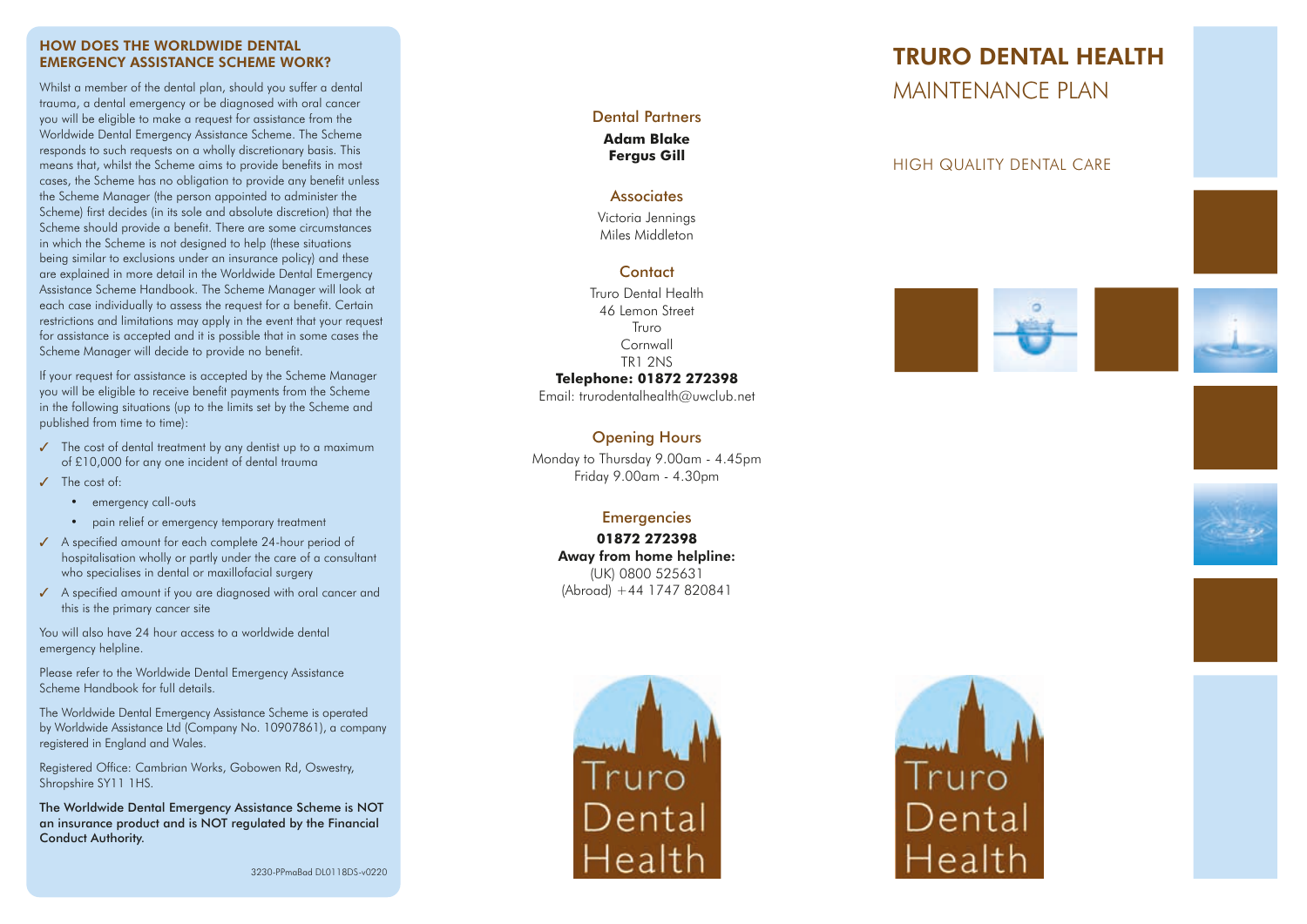## HOW DOES THE WORLDWIDE DENTAL EMERGENCY ASSISTANCE SCHEME WORK?

Whilst a member of the dental plan, should you suffer a dental trauma, a dental emergency or be diagnosed with oral cancer you will be eligible to make a request for assistance from the Worldwide Dental Emergency Assistance Scheme. The Scheme responds to such requests on a wholly discretionary basis. This means that, whilst the Scheme aims to provide benefits in most cases, the Scheme has no obligation to provide any benefit unless the Scheme Manager (the person appointed to administer the Scheme) first decides (in its sole and absolute discretion) that the Scheme should provide a benefit. There are some circumstances in which the Scheme is not designed to help (these situations being similar to exclusions under an insurance policy) and these are explained in more detail in the Worldwide Dental Emergency Assistance Scheme Handbook. The Scheme Manager will look at each case individually to assess the request for a benefit. Certain restrictions and limitations may apply in the event that your request for assistance is accepted and it is possible that in some cases the Scheme Manager will decide to provide no benefit.

If your request for assistance is accepted by the Scheme Manager you will be eligible to receive benefit payments from the Scheme in the following situations (up to the limits set by the Scheme and published from time to time):

- ✓ The cost of dental treatment by any dentist up to a maximum of £10,000 for any one incident of dental trauma
- ✓ The cost of:
  - emergency call-outs
  - pain relief or emergency temporary treatment
- ✓ A specified amount for each complete 24-hour period of hospitalisation wholly or partly under the care of a consultant who specialises in dental or maxillofacial surgery
- ✓ A specified amount if you are diagnosed with oral cancer and this is the primary cancer site

You will also have 24 hour access to a worldwide dental emergency helpline.

Please refer to the Worldwide Dental Emergency Assistance Scheme Handbook for full details.

The Worldwide Dental Emergency Assistance Scheme is operated by Worldwide Assistance Ltd (Company No. 10907861), a company registered in England and Wales.

Registered Office: Cambrian Works, Gobowen Rd, Oswestry, Shropshire SY11 1HS.

**The Worldwide Dental Emergency Assistance Scheme is NOT an insurance product and is NOT regulated by the Financial Conduct Authority.**

3230-PPmaBad DL0118DS-v0220

### Dental Partners

**Adam Blake**
**Fergus Gill**

### Associates

Victoria Jennings
Miles Middleton

### Contact

Truro Dental Health
46 Lemon Street
Truro
Cornwall
TR1 2NS
**Telephone: 01872 272398**
Email: trurodentalhealth@uwclub.net

### Opening Hours

Monday to Thursday 9.00am - 4.45pm
Friday 9.00am - 4.30pm

### Emergencies

**01872 272398**
**Away from home helpline:**
(UK) 0800 525631
(Abroad) +44 1747 820841

Truro Dental Health

# TRURO DENTAL HEALTH
# MAINTENANCE PLAN

## HIGH QUALITY DENTAL CARE

Truro Dental Health